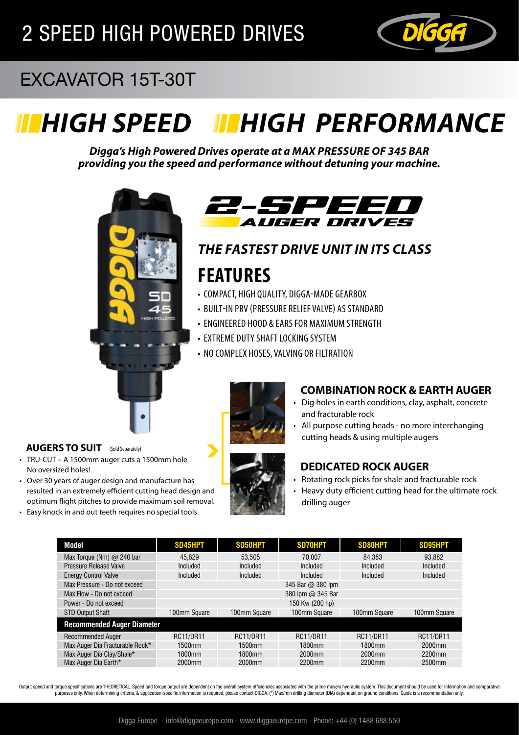# 2 SPEED HIGH POWERED DRIVES

## EXCAVATOR 15T-30T

# HIGH SPEED HIGH PERFORMANCE

***Digga's High Powered Drives operate at a MAX PRESSURE OF 345 BAR providing you the speed and performance without detuning your machine.***

## 2-SPEED AUGER DRIVES

### THE FASTEST DRIVE UNIT IN ITS CLASS

## FEATURES

- COMPACT, HIGH QUALITY, DIGGA-MADE GEARBOX
- BUILT-IN PRV (PRESSURE RELIEF VALVE) AS STANDARD
- ENGINEERED HOOD & EARS FOR MAXIMUM STRENGTH
- EXTREME DUTY SHAFT LOCKING SYSTEM
- NO COMPLEX HOSES, VALVING OR FILTRATION

### COMBINATION ROCK & EARTH AUGER

- Dig holes in earth conditions, clay, asphalt, concrete and fracturable rock
- All purpose cutting heads - no more interchanging cutting heads & using multiple augers

### DEDICATED ROCK AUGER

- Rotating rock picks for shale and fracturable rock
- Heavy duty efficient cutting head for the ultimate rock drilling auger

### AUGERS TO SUIT (Sold Separately)

- TRU-CUT – A 1500mm auger cuts a 1500mm hole. No oversized holes!
- Over 30 years of auger design and manufacture has resulted in an extremely efficient cutting head design and optimum flight pitches to provide maximum soil removal.
- Easy knock in and out teeth requires no special tools.

| Model | SD45HPT | SD50HPT | SD70HPT | SD80HPT | SD95HPT |
|---|---|---|---|---|---|
| Max Torque (Nm) @ 240 bar | 45,629 | 53,505 | 70,007 | 84,383 | 93,882 |
| Pressure Release Valve | Included | Included | Included | Included | Included |
| Energy Control Valve | Included | Included | Included | Included | Included |
| Max Pressure - Do not exceed | 345 Bar @ 380 lpm | | | | |
| Max Flow - Do not exceed | 380 lpm @ 345 Bar | | | | |
| Power - Do not exceed | 150 Kw (200 hp) | | | | |
| STD Output Shaft | 100mm Square | 100mm Square | 100mm Square | 100mm Square | 100mm Square |
| **Recommended Auger Diameter** | | | | | |
| Recommended Auger | RC11/DR11 | RC11/DR11 | RC11/DR11 | RC11/DR11 | RC11/DR11 |
| Max Auger Dia Fracturable Rock* | 1500mm | 1500mm | 1800mm | 1800mm | 2000mm |
| Max Auger Dia Clay/Shale* | 1800mm | 1800mm | 2000mm | 2000mm | 2200mm |
| Max Auger Dia Earth* | 2000mm | 2000mm | 2200mm | 2200mm | 2500mm |

Output speed and torque specifications are THEORETICAL. Speed and torque output are dependent on the overall system efficiencies associated with the prime movers hydraulic system. This document should be used for information and comparative purposes only. When determining criteria, & application-specific information is required, please contact DIGGA. (*) Max/min drilling diameter (DIA) dependant on ground conditions. Guide is a recommendation only.

Digga Europe - info@diggaeurope.com - www.diggaeurope.com - Phone: +44 (0) 1488 688 550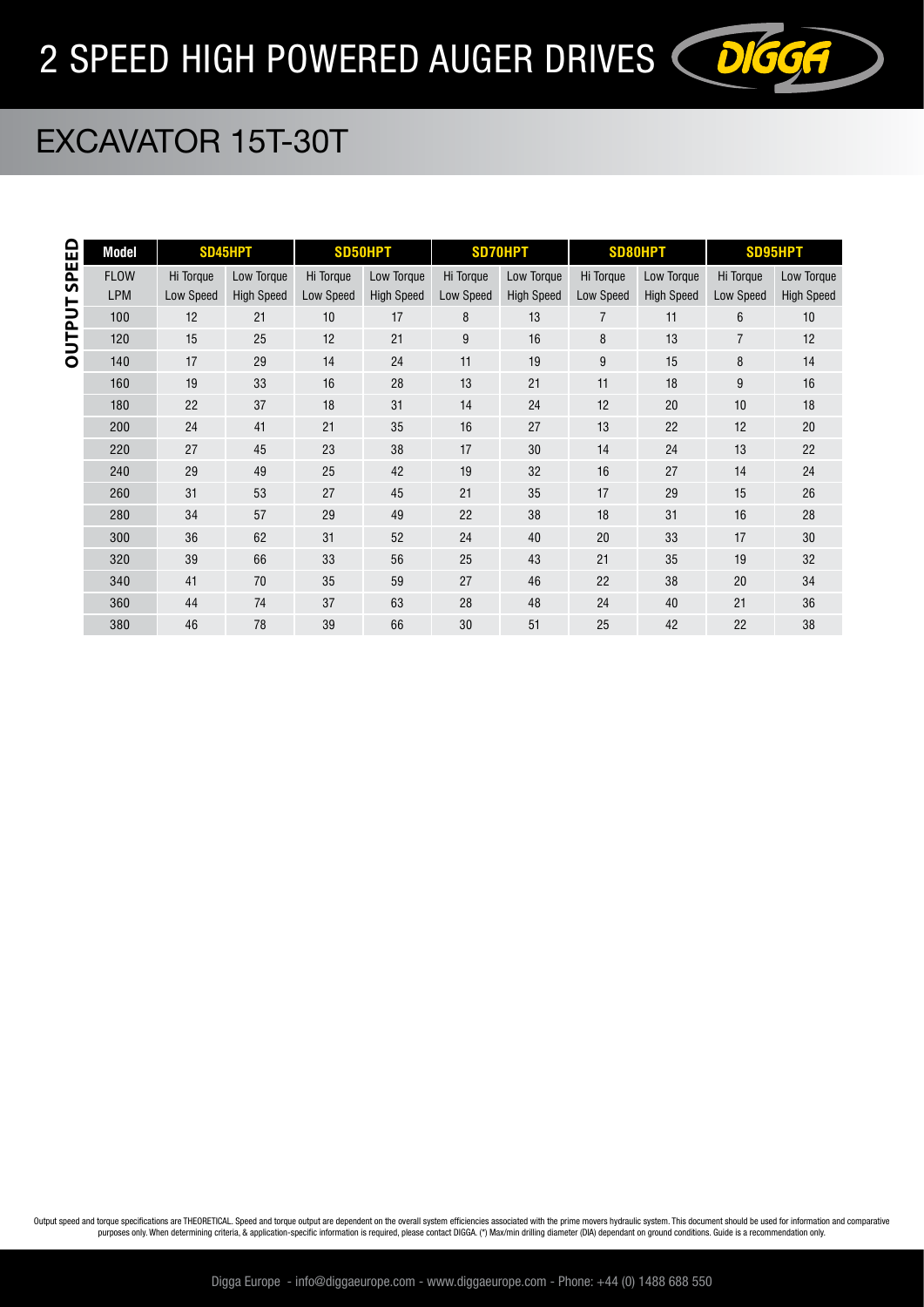# 2 SPEED HIGH POWERED AUGER DRIVES

## EXCAVATOR 15T-30T

OUTPUT SPEED

| Model | SD45HPT | | SD50HPT | | SD70HPT | | SD80HPT | | SD95HPT | |
|---|---|---|---|---|---|---|---|---|---|---|
| FLOW LPM | Hi Torque Low Speed | Low Torque High Speed | Hi Torque Low Speed | Low Torque High Speed | Hi Torque Low Speed | Low Torque High Speed | Hi Torque Low Speed | Low Torque High Speed | Hi Torque Low Speed | Low Torque High Speed |
| 100 | 12 | 21 | 10 | 17 | 8 | 13 | 7 | 11 | 6 | 10 |
| 120 | 15 | 25 | 12 | 21 | 9 | 16 | 8 | 13 | 7 | 12 |
| 140 | 17 | 29 | 14 | 24 | 11 | 19 | 9 | 15 | 8 | 14 |
| 160 | 19 | 33 | 16 | 28 | 13 | 21 | 11 | 18 | 9 | 16 |
| 180 | 22 | 37 | 18 | 31 | 14 | 24 | 12 | 20 | 10 | 18 |
| 200 | 24 | 41 | 21 | 35 | 16 | 27 | 13 | 22 | 12 | 20 |
| 220 | 27 | 45 | 23 | 38 | 17 | 30 | 14 | 24 | 13 | 22 |
| 240 | 29 | 49 | 25 | 42 | 19 | 32 | 16 | 27 | 14 | 24 |
| 260 | 31 | 53 | 27 | 45 | 21 | 35 | 17 | 29 | 15 | 26 |
| 280 | 34 | 57 | 29 | 49 | 22 | 38 | 18 | 31 | 16 | 28 |
| 300 | 36 | 62 | 31 | 52 | 24 | 40 | 20 | 33 | 17 | 30 |
| 320 | 39 | 66 | 33 | 56 | 25 | 43 | 21 | 35 | 19 | 32 |
| 340 | 41 | 70 | 35 | 59 | 27 | 46 | 22 | 38 | 20 | 34 |
| 360 | 44 | 74 | 37 | 63 | 28 | 48 | 24 | 40 | 21 | 36 |
| 380 | 46 | 78 | 39 | 66 | 30 | 51 | 25 | 42 | 22 | 38 |

Output speed and torque specifications are THEORETICAL. Speed and torque output are dependent on the overall system efficiencies associated with the prime movers hydraulic system. This document should be used for information and comparative purposes only. When determining criteria, & application-specific information is required, please contact DIGGA. (*) Max/min drilling diameter (DIA) dependant on ground conditions. Guide is a recommendation only.

Digga Europe - info@diggaeurope.com - www.diggaeurope.com - Phone: +44 (0) 1488 688 550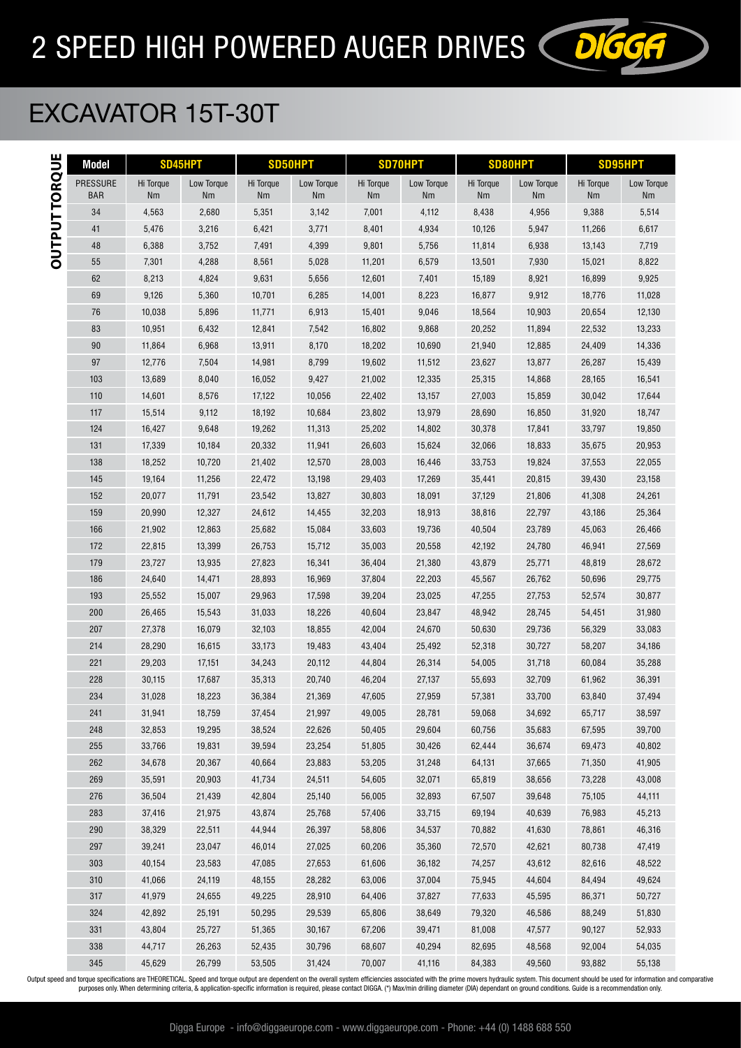# 2 SPEED HIGH POWERED AUGER DRIVES

## EXCAVATOR 15T-30T

OUTPUT TORQUE

| Model | SD45HPT | | SD50HPT | | SD70HPT | | SD80HPT | | SD95HPT | |
|---|---|---|---|---|---|---|---|---|---|---|
| PRESSURE BAR | Hi Torque Nm | Low Torque Nm | Hi Torque Nm | Low Torque Nm | Hi Torque Nm | Low Torque Nm | Hi Torque Nm | Low Torque Nm | Hi Torque Nm | Low Torque Nm |
| 34 | 4,563 | 2,680 | 5,351 | 3,142 | 7,001 | 4,112 | 8,438 | 4,956 | 9,388 | 5,514 |
| 41 | 5,476 | 3,216 | 6,421 | 3,771 | 8,401 | 4,934 | 10,126 | 5,947 | 11,266 | 6,617 |
| 48 | 6,388 | 3,752 | 7,491 | 4,399 | 9,801 | 5,756 | 11,814 | 6,938 | 13,143 | 7,719 |
| 55 | 7,301 | 4,288 | 8,561 | 5,028 | 11,201 | 6,579 | 13,501 | 7,930 | 15,021 | 8,822 |
| 62 | 8,213 | 4,824 | 9,631 | 5,656 | 12,601 | 7,401 | 15,189 | 8,921 | 16,899 | 9,925 |
| 69 | 9,126 | 5,360 | 10,701 | 6,285 | 14,001 | 8,223 | 16,877 | 9,912 | 18,776 | 11,028 |
| 76 | 10,038 | 5,896 | 11,771 | 6,913 | 15,401 | 9,046 | 18,564 | 10,903 | 20,654 | 12,130 |
| 83 | 10,951 | 6,432 | 12,841 | 7,542 | 16,802 | 9,868 | 20,252 | 11,894 | 22,532 | 13,233 |
| 90 | 11,864 | 6,968 | 13,911 | 8,170 | 18,202 | 10,690 | 21,940 | 12,885 | 24,409 | 14,336 |
| 97 | 12,776 | 7,504 | 14,981 | 8,799 | 19,602 | 11,512 | 23,627 | 13,877 | 26,287 | 15,439 |
| 103 | 13,689 | 8,040 | 16,052 | 9,427 | 21,002 | 12,335 | 25,315 | 14,868 | 28,165 | 16,541 |
| 110 | 14,601 | 8,576 | 17,122 | 10,056 | 22,402 | 13,157 | 27,003 | 15,859 | 30,042 | 17,644 |
| 117 | 15,514 | 9,112 | 18,192 | 10,684 | 23,802 | 13,979 | 28,690 | 16,850 | 31,920 | 18,747 |
| 124 | 16,427 | 9,648 | 19,262 | 11,313 | 25,202 | 14,802 | 30,378 | 17,841 | 33,797 | 19,850 |
| 131 | 17,339 | 10,184 | 20,332 | 11,941 | 26,603 | 15,624 | 32,066 | 18,833 | 35,675 | 20,953 |
| 138 | 18,252 | 10,720 | 21,402 | 12,570 | 28,003 | 16,446 | 33,753 | 19,824 | 37,553 | 22,055 |
| 145 | 19,164 | 11,256 | 22,472 | 13,198 | 29,403 | 17,269 | 35,441 | 20,815 | 39,430 | 23,158 |
| 152 | 20,077 | 11,791 | 23,542 | 13,827 | 30,803 | 18,091 | 37,129 | 21,806 | 41,308 | 24,261 |
| 159 | 20,990 | 12,327 | 24,612 | 14,455 | 32,203 | 18,913 | 38,816 | 22,797 | 43,186 | 25,364 |
| 166 | 21,902 | 12,863 | 25,682 | 15,084 | 33,603 | 19,736 | 40,504 | 23,789 | 45,063 | 26,466 |
| 172 | 22,815 | 13,399 | 26,753 | 15,712 | 35,003 | 20,558 | 42,192 | 24,780 | 46,941 | 27,569 |
| 179 | 23,727 | 13,935 | 27,823 | 16,341 | 36,404 | 21,380 | 43,879 | 25,771 | 48,819 | 28,672 |
| 186 | 24,640 | 14,471 | 28,893 | 16,969 | 37,804 | 22,203 | 45,567 | 26,762 | 50,696 | 29,775 |
| 193 | 25,552 | 15,007 | 29,963 | 17,598 | 39,204 | 23,025 | 47,255 | 27,753 | 52,574 | 30,877 |
| 200 | 26,465 | 15,543 | 31,033 | 18,226 | 40,604 | 23,847 | 48,942 | 28,745 | 54,451 | 31,980 |
| 207 | 27,378 | 16,079 | 32,103 | 18,855 | 42,004 | 24,670 | 50,630 | 29,736 | 56,329 | 33,083 |
| 214 | 28,290 | 16,615 | 33,173 | 19,483 | 43,404 | 25,492 | 52,318 | 30,727 | 58,207 | 34,186 |
| 221 | 29,203 | 17,151 | 34,243 | 20,112 | 44,804 | 26,314 | 54,005 | 31,718 | 60,084 | 35,288 |
| 228 | 30,115 | 17,687 | 35,313 | 20,740 | 46,204 | 27,137 | 55,693 | 32,709 | 61,962 | 36,391 |
| 234 | 31,028 | 18,223 | 36,384 | 21,369 | 47,605 | 27,959 | 57,381 | 33,700 | 63,840 | 37,494 |
| 241 | 31,941 | 18,759 | 37,454 | 21,997 | 49,005 | 28,781 | 59,068 | 34,692 | 65,717 | 38,597 |
| 248 | 32,853 | 19,295 | 38,524 | 22,626 | 50,405 | 29,604 | 60,756 | 35,683 | 67,595 | 39,700 |
| 255 | 33,766 | 19,831 | 39,594 | 23,254 | 51,805 | 30,426 | 62,444 | 36,674 | 69,473 | 40,802 |
| 262 | 34,678 | 20,367 | 40,664 | 23,883 | 53,205 | 31,248 | 64,131 | 37,665 | 71,350 | 41,905 |
| 269 | 35,591 | 20,903 | 41,734 | 24,511 | 54,605 | 32,071 | 65,819 | 38,656 | 73,228 | 43,008 |
| 276 | 36,504 | 21,439 | 42,804 | 25,140 | 56,005 | 32,893 | 67,507 | 39,648 | 75,105 | 44,111 |
| 283 | 37,416 | 21,975 | 43,874 | 25,768 | 57,406 | 33,715 | 69,194 | 40,639 | 76,983 | 45,213 |
| 290 | 38,329 | 22,511 | 44,944 | 26,397 | 58,806 | 34,537 | 70,882 | 41,630 | 78,861 | 46,316 |
| 297 | 39,241 | 23,047 | 46,014 | 27,025 | 60,206 | 35,360 | 72,570 | 42,621 | 80,738 | 47,419 |
| 303 | 40,154 | 23,583 | 47,085 | 27,653 | 61,606 | 36,182 | 74,257 | 43,612 | 82,616 | 48,522 |
| 310 | 41,066 | 24,119 | 48,155 | 28,282 | 63,006 | 37,004 | 75,945 | 44,604 | 84,494 | 49,624 |
| 317 | 41,979 | 24,655 | 49,225 | 28,910 | 64,406 | 37,827 | 77,633 | 45,595 | 86,371 | 50,727 |
| 324 | 42,892 | 25,191 | 50,295 | 29,539 | 65,806 | 38,649 | 79,320 | 46,586 | 88,249 | 51,830 |
| 331 | 43,804 | 25,727 | 51,365 | 30,167 | 67,206 | 39,471 | 81,008 | 47,577 | 90,127 | 52,933 |
| 338 | 44,717 | 26,263 | 52,435 | 30,796 | 68,607 | 40,294 | 82,695 | 48,568 | 92,004 | 54,035 |
| 345 | 45,629 | 26,799 | 53,505 | 31,424 | 70,007 | 41,116 | 84,383 | 49,560 | 93,882 | 55,138 |

Output speed and torque specifications are THEORETICAL. Speed and torque output are dependent on the overall system efficiencies associated with the prime movers hydraulic system. This document should be used for information and comparative purposes only. When determining criteria, & application-specific information is required, please contact DIGGA. (*) Max/min drilling diameter (DIA) dependant on ground conditions. Guide is a recommendation only.

Digga Europe - info@diggaeurope.com - www.diggaeurope.com - Phone: +44 (0) 1488 688 550